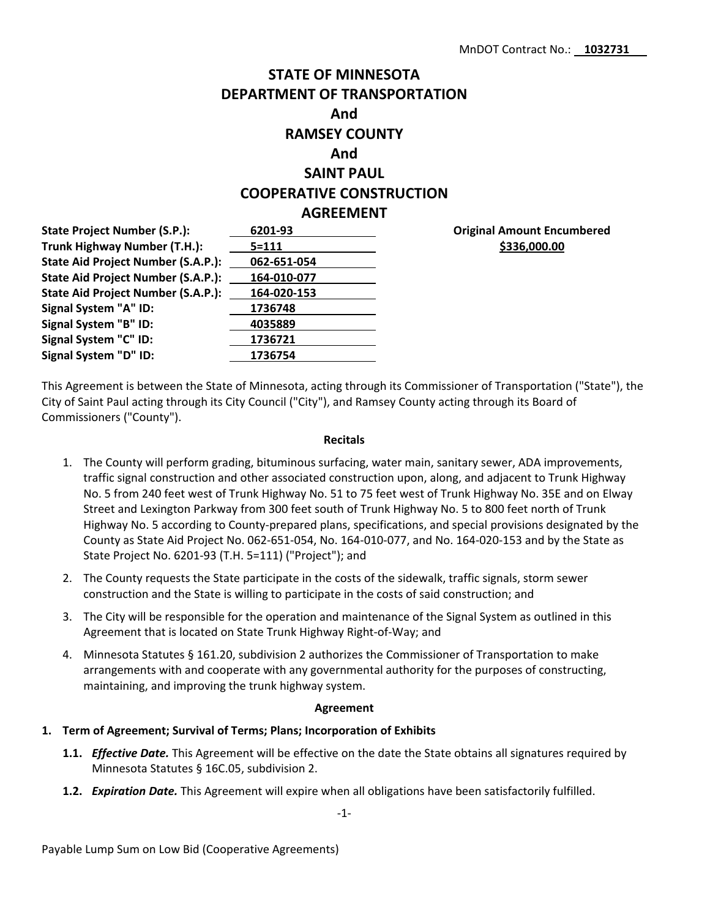MnDOT Contract No.: **1032731**

# STATE OF MINNESOTA
# DEPARTMENT OF TRANSPORTATION
# And
# RAMSEY COUNTY
# And
# SAINT PAUL
# COOPERATIVE CONSTRUCTION AGREEMENT

| | | |
|---|---|---|
| **State Project Number (S.P.):** | **6201-93** | **Original Amount Encumbered** |
| **Trunk Highway Number (T.H.):** | **5=111** | **$336,000.00** |
| **State Aid Project Number (S.A.P.):** | **062-651-054** | |
| **State Aid Project Number (S.A.P.):** | **164-010-077** | |
| **State Aid Project Number (S.A.P.):** | **164-020-153** | |
| **Signal System "A" ID:** | **1736748** | |
| **Signal System "B" ID:** | **4035889** | |
| **Signal System "C" ID:** | **1736721** | |
| **Signal System "D" ID:** | **1736754** | |

This Agreement is between the State of Minnesota, acting through its Commissioner of Transportation ("State"), the City of Saint Paul acting through its City Council ("City"), and Ramsey County acting through its Board of Commissioners ("County").

**Recitals**

1. The County will perform grading, bituminous surfacing, water main, sanitary sewer, ADA improvements, traffic signal construction and other associated construction upon, along, and adjacent to Trunk Highway No. 5 from 240 feet west of Trunk Highway No. 51 to 75 feet west of Trunk Highway No. 35E and on Elway Street and Lexington Parkway from 300 feet south of Trunk Highway No. 5 to 800 feet north of Trunk Highway No. 5 according to County-prepared plans, specifications, and special provisions designated by the County as State Aid Project No. 062-651-054, No. 164-010-077, and No. 164-020-153 and by the State as State Project No. 6201-93 (T.H. 5=111) ("Project"); and
2. The County requests the State participate in the costs of the sidewalk, traffic signals, storm sewer construction and the State is willing to participate in the costs of said construction; and
3. The City will be responsible for the operation and maintenance of the Signal System as outlined in this Agreement that is located on State Trunk Highway Right-of-Way; and
4. Minnesota Statutes § 161.20, subdivision 2 authorizes the Commissioner of Transportation to make arrangements with and cooperate with any governmental authority for the purposes of constructing, maintaining, and improving the trunk highway system.

**Agreement**

**1. Term of Agreement; Survival of Terms; Plans; Incorporation of Exhibits**

**1.1.** ***Effective Date.*** This Agreement will be effective on the date the State obtains all signatures required by Minnesota Statutes § 16C.05, subdivision 2.

**1.2.** ***Expiration Date.*** This Agreement will expire when all obligations have been satisfactorily fulfilled.

Payable Lump Sum on Low Bid (Cooperative Agreements)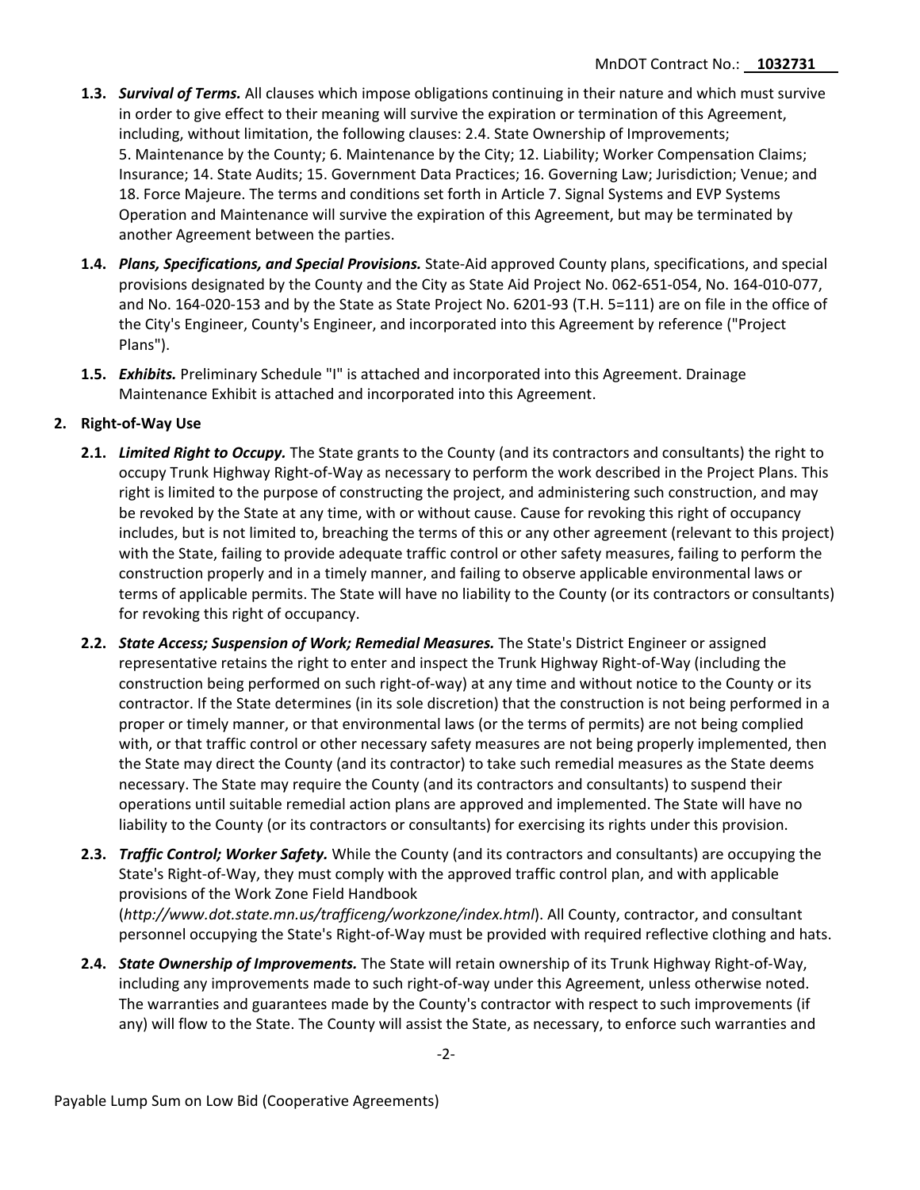**1.3.** ***Survival of Terms.*** All clauses which impose obligations continuing in their nature and which must survive in order to give effect to their meaning will survive the expiration or termination of this Agreement, including, without limitation, the following clauses: 2.4. State Ownership of Improvements; 5. Maintenance by the County; 6. Maintenance by the City; 12. Liability; Worker Compensation Claims; Insurance; 14. State Audits; 15. Government Data Practices; 16. Governing Law; Jurisdiction; Venue; and 18. Force Majeure. The terms and conditions set forth in Article 7. Signal Systems and EVP Systems Operation and Maintenance will survive the expiration of this Agreement, but may be terminated by another Agreement between the parties.

**1.4.** ***Plans, Specifications, and Special Provisions.*** State-Aid approved County plans, specifications, and special provisions designated by the County and the City as State Aid Project No. 062-651-054, No. 164-010-077, and No. 164-020-153 and by the State as State Project No. 6201-93 (T.H. 5=111) are on file in the office of the City's Engineer, County's Engineer, and incorporated into this Agreement by reference ("Project Plans").

**1.5.** ***Exhibits.*** Preliminary Schedule "I" is attached and incorporated into this Agreement. Drainage Maintenance Exhibit is attached and incorporated into this Agreement.

## 2. Right-of-Way Use

**2.1.** ***Limited Right to Occupy.*** The State grants to the County (and its contractors and consultants) the right to occupy Trunk Highway Right-of-Way as necessary to perform the work described in the Project Plans. This right is limited to the purpose of constructing the project, and administering such construction, and may be revoked by the State at any time, with or without cause. Cause for revoking this right of occupancy includes, but is not limited to, breaching the terms of this or any other agreement (relevant to this project) with the State, failing to provide adequate traffic control or other safety measures, failing to perform the construction properly and in a timely manner, and failing to observe applicable environmental laws or terms of applicable permits. The State will have no liability to the County (or its contractors or consultants) for revoking this right of occupancy.

**2.2.** ***State Access; Suspension of Work; Remedial Measures.*** The State's District Engineer or assigned representative retains the right to enter and inspect the Trunk Highway Right-of-Way (including the construction being performed on such right-of-way) at any time and without notice to the County or its contractor. If the State determines (in its sole discretion) that the construction is not being performed in a proper or timely manner, or that environmental laws (or the terms of permits) are not being complied with, or that traffic control or other necessary safety measures are not being properly implemented, then the State may direct the County (and its contractor) to take such remedial measures as the State deems necessary. The State may require the County (and its contractors and consultants) to suspend their operations until suitable remedial action plans are approved and implemented. The State will have no liability to the County (or its contractors or consultants) for exercising its rights under this provision.

**2.3.** ***Traffic Control; Worker Safety.*** While the County (and its contractors and consultants) are occupying the State's Right-of-Way, they must comply with the approved traffic control plan, and with applicable provisions of the Work Zone Field Handbook (*http://www.dot.state.mn.us/trafficeng/workzone/index.html*). All County, contractor, and consultant personnel occupying the State's Right-of-Way must be provided with required reflective clothing and hats.

**2.4.** ***State Ownership of Improvements.*** The State will retain ownership of its Trunk Highway Right-of-Way, including any improvements made to such right-of-way under this Agreement, unless otherwise noted. The warranties and guarantees made by the County's contractor with respect to such improvements (if any) will flow to the State. The County will assist the State, as necessary, to enforce such warranties and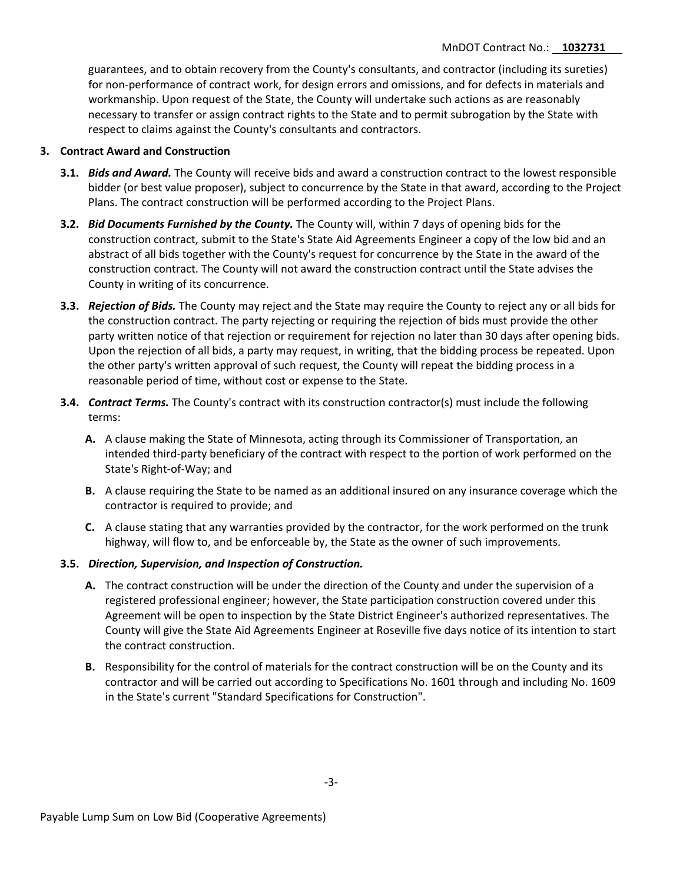guarantees, and to obtain recovery from the County's consultants, and contractor (including its sureties) for non-performance of contract work, for design errors and omissions, and for defects in materials and workmanship. Upon request of the State, the County will undertake such actions as are reasonably necessary to transfer or assign contract rights to the State and to permit subrogation by the State with respect to claims against the County's consultants and contractors.

**3. Contract Award and Construction**

**3.1.** ***Bids and Award.*** The County will receive bids and award a construction contract to the lowest responsible bidder (or best value proposer), subject to concurrence by the State in that award, according to the Project Plans. The contract construction will be performed according to the Project Plans.

**3.2.** ***Bid Documents Furnished by the County.*** The County will, within 7 days of opening bids for the construction contract, submit to the State's State Aid Agreements Engineer a copy of the low bid and an abstract of all bids together with the County's request for concurrence by the State in the award of the construction contract. The County will not award the construction contract until the State advises the County in writing of its concurrence.

**3.3.** ***Rejection of Bids.*** The County may reject and the State may require the County to reject any or all bids for the construction contract. The party rejecting or requiring the rejection of bids must provide the other party written notice of that rejection or requirement for rejection no later than 30 days after opening bids. Upon the rejection of all bids, a party may request, in writing, that the bidding process be repeated. Upon the other party's written approval of such request, the County will repeat the bidding process in a reasonable period of time, without cost or expense to the State.

**3.4.** ***Contract Terms.*** The County's contract with its construction contractor(s) must include the following terms:

**A.** A clause making the State of Minnesota, acting through its Commissioner of Transportation, an intended third-party beneficiary of the contract with respect to the portion of work performed on the State's Right-of-Way; and

**B.** A clause requiring the State to be named as an additional insured on any insurance coverage which the contractor is required to provide; and

**C.** A clause stating that any warranties provided by the contractor, for the work performed on the trunk highway, will flow to, and be enforceable by, the State as the owner of such improvements.

**3.5.** ***Direction, Supervision, and Inspection of Construction.***

**A.** The contract construction will be under the direction of the County and under the supervision of a registered professional engineer; however, the State participation construction covered under this Agreement will be open to inspection by the State District Engineer's authorized representatives. The County will give the State Aid Agreements Engineer at Roseville five days notice of its intention to start the contract construction.

**B.** Responsibility for the control of materials for the contract construction will be on the County and its contractor and will be carried out according to Specifications No. 1601 through and including No. 1609 in the State's current "Standard Specifications for Construction".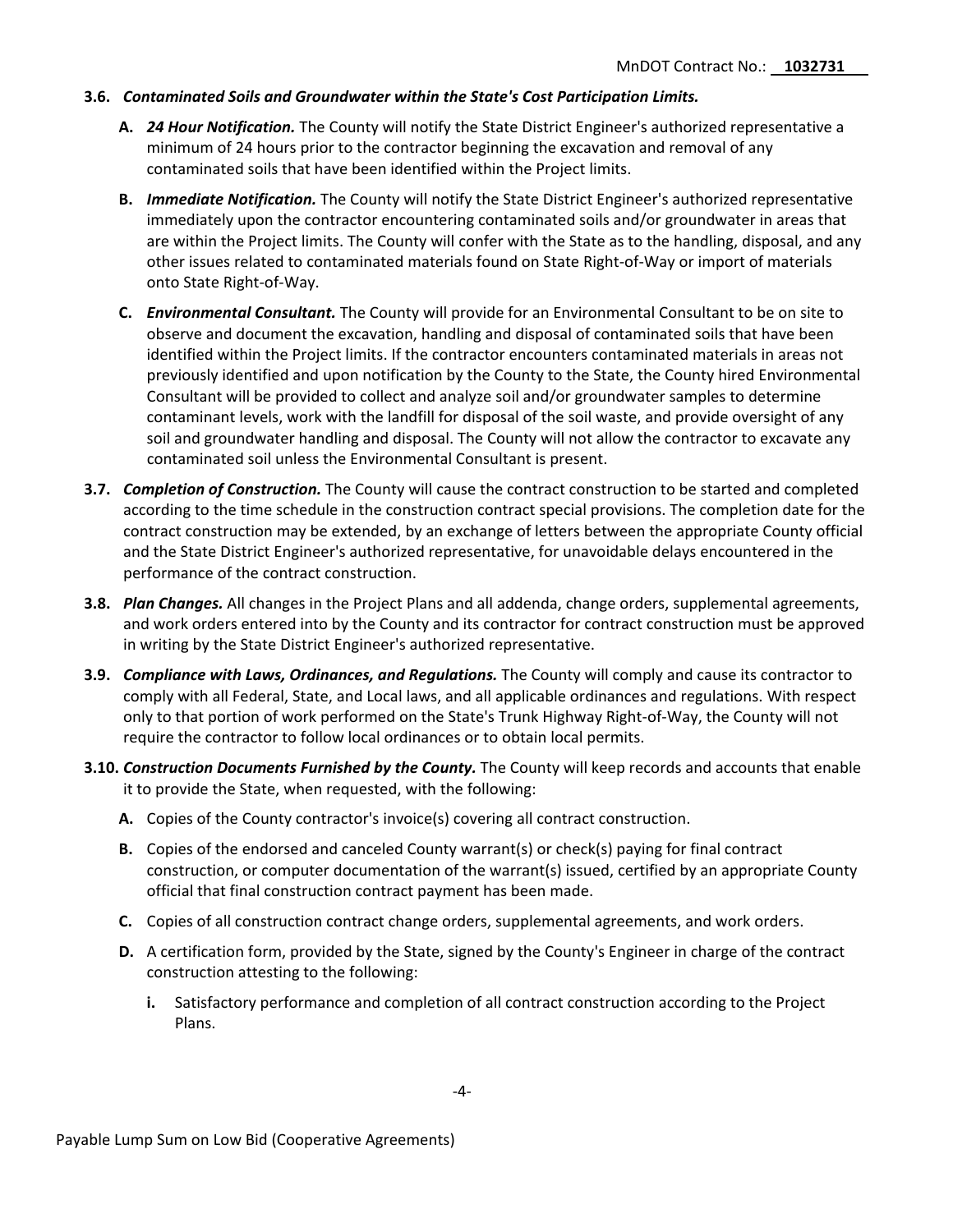**3.6. *Contaminated Soils and Groundwater within the State's Cost Participation Limits.***

**A.** ***24 Hour Notification.*** The County will notify the State District Engineer's authorized representative a minimum of 24 hours prior to the contractor beginning the excavation and removal of any contaminated soils that have been identified within the Project limits.

**B.** ***Immediate Notification.*** The County will notify the State District Engineer's authorized representative immediately upon the contractor encountering contaminated soils and/or groundwater in areas that are within the Project limits. The County will confer with the State as to the handling, disposal, and any other issues related to contaminated materials found on State Right-of-Way or import of materials onto State Right-of-Way.

**C.** ***Environmental Consultant.*** The County will provide for an Environmental Consultant to be on site to observe and document the excavation, handling and disposal of contaminated soils that have been identified within the Project limits. If the contractor encounters contaminated materials in areas not previously identified and upon notification by the County to the State, the County hired Environmental Consultant will be provided to collect and analyze soil and/or groundwater samples to determine contaminant levels, work with the landfill for disposal of the soil waste, and provide oversight of any soil and groundwater handling and disposal. The County will not allow the contractor to excavate any contaminated soil unless the Environmental Consultant is present.

**3.7.** ***Completion of Construction.*** The County will cause the contract construction to be started and completed according to the time schedule in the construction contract special provisions. The completion date for the contract construction may be extended, by an exchange of letters between the appropriate County official and the State District Engineer's authorized representative, for unavoidable delays encountered in the performance of the contract construction.

**3.8.** ***Plan Changes.*** All changes in the Project Plans and all addenda, change orders, supplemental agreements, and work orders entered into by the County and its contractor for contract construction must be approved in writing by the State District Engineer's authorized representative.

**3.9.** ***Compliance with Laws, Ordinances, and Regulations.*** The County will comply and cause its contractor to comply with all Federal, State, and Local laws, and all applicable ordinances and regulations. With respect only to that portion of work performed on the State's Trunk Highway Right-of-Way, the County will not require the contractor to follow local ordinances or to obtain local permits.

**3.10.** ***Construction Documents Furnished by the County.*** The County will keep records and accounts that enable it to provide the State, when requested, with the following:

**A.** Copies of the County contractor's invoice(s) covering all contract construction.

**B.** Copies of the endorsed and canceled County warrant(s) or check(s) paying for final contract construction, or computer documentation of the warrant(s) issued, certified by an appropriate County official that final construction contract payment has been made.

**C.** Copies of all construction contract change orders, supplemental agreements, and work orders.

**D.** A certification form, provided by the State, signed by the County's Engineer in charge of the contract construction attesting to the following:

**i.** Satisfactory performance and completion of all contract construction according to the Project Plans.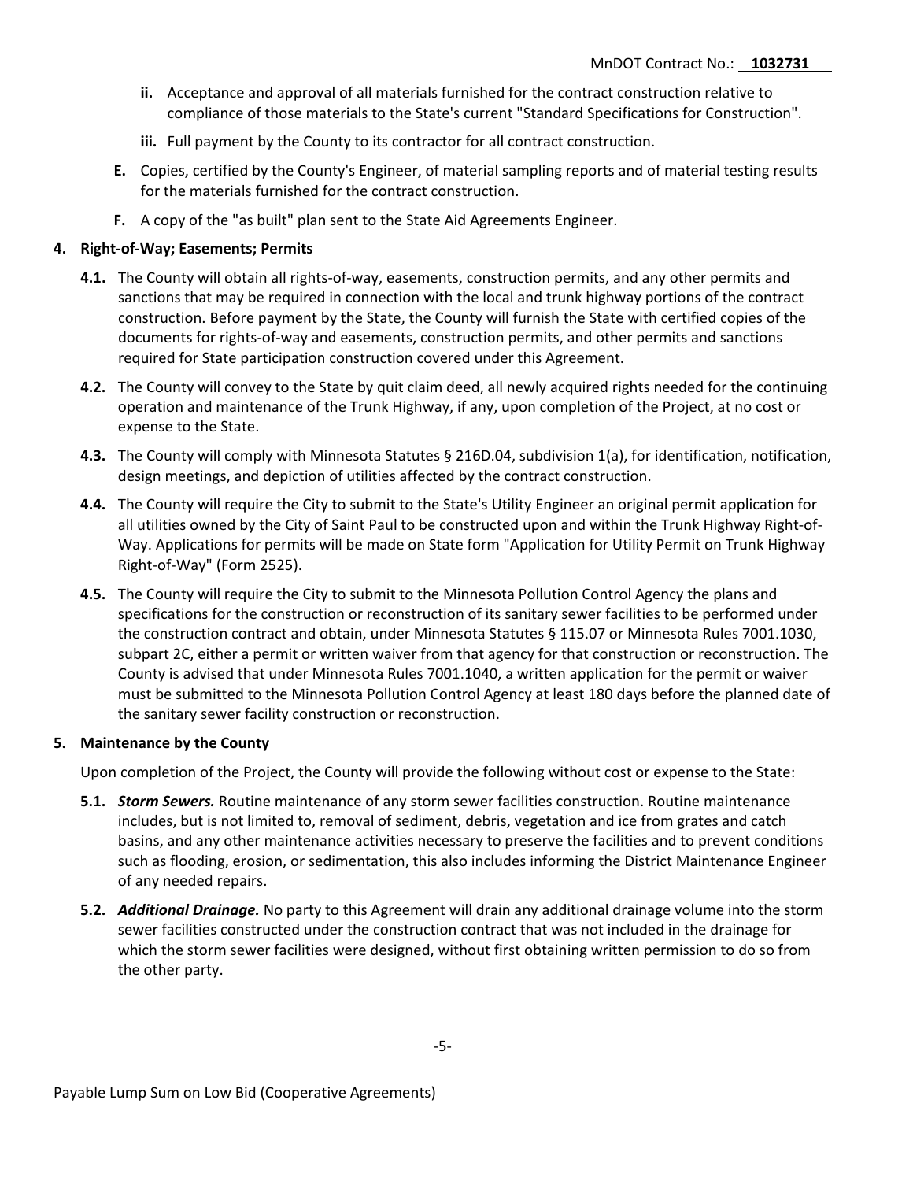- **ii.** Acceptance and approval of all materials furnished for the contract construction relative to compliance of those materials to the State's current "Standard Specifications for Construction".
   - **iii.** Full payment by the County to its contractor for all contract construction.

- **E.** Copies, certified by the County's Engineer, of material sampling reports and of material testing results for the materials furnished for the contract construction.
- **F.** A copy of the "as built" plan sent to the State Aid Agreements Engineer.

**4. Right-of-Way; Easements; Permits**

**4.1.** The County will obtain all rights-of-way, easements, construction permits, and any other permits and sanctions that may be required in connection with the local and trunk highway portions of the contract construction. Before payment by the State, the County will furnish the State with certified copies of the documents for rights-of-way and easements, construction permits, and other permits and sanctions required for State participation construction covered under this Agreement.

**4.2.** The County will convey to the State by quit claim deed, all newly acquired rights needed for the continuing operation and maintenance of the Trunk Highway, if any, upon completion of the Project, at no cost or expense to the State.

**4.3.** The County will comply with Minnesota Statutes § 216D.04, subdivision 1(a), for identification, notification, design meetings, and depiction of utilities affected by the contract construction.

**4.4.** The County will require the City to submit to the State's Utility Engineer an original permit application for all utilities owned by the City of Saint Paul to be constructed upon and within the Trunk Highway Right-of-Way. Applications for permits will be made on State form "Application for Utility Permit on Trunk Highway Right-of-Way" (Form 2525).

**4.5.** The County will require the City to submit to the Minnesota Pollution Control Agency the plans and specifications for the construction or reconstruction of its sanitary sewer facilities to be performed under the construction contract and obtain, under Minnesota Statutes § 115.07 or Minnesota Rules 7001.1030, subpart 2C, either a permit or written waiver from that agency for that construction or reconstruction. The County is advised that under Minnesota Rules 7001.1040, a written application for the permit or waiver must be submitted to the Minnesota Pollution Control Agency at least 180 days before the planned date of the sanitary sewer facility construction or reconstruction.

**5. Maintenance by the County**

Upon completion of the Project, the County will provide the following without cost or expense to the State:

**5.1.** ***Storm Sewers.*** Routine maintenance of any storm sewer facilities construction. Routine maintenance includes, but is not limited to, removal of sediment, debris, vegetation and ice from grates and catch basins, and any other maintenance activities necessary to preserve the facilities and to prevent conditions such as flooding, erosion, or sedimentation, this also includes informing the District Maintenance Engineer of any needed repairs.

**5.2.** ***Additional Drainage.*** No party to this Agreement will drain any additional drainage volume into the storm sewer facilities constructed under the construction contract that was not included in the drainage for which the storm sewer facilities were designed, without first obtaining written permission to do so from the other party.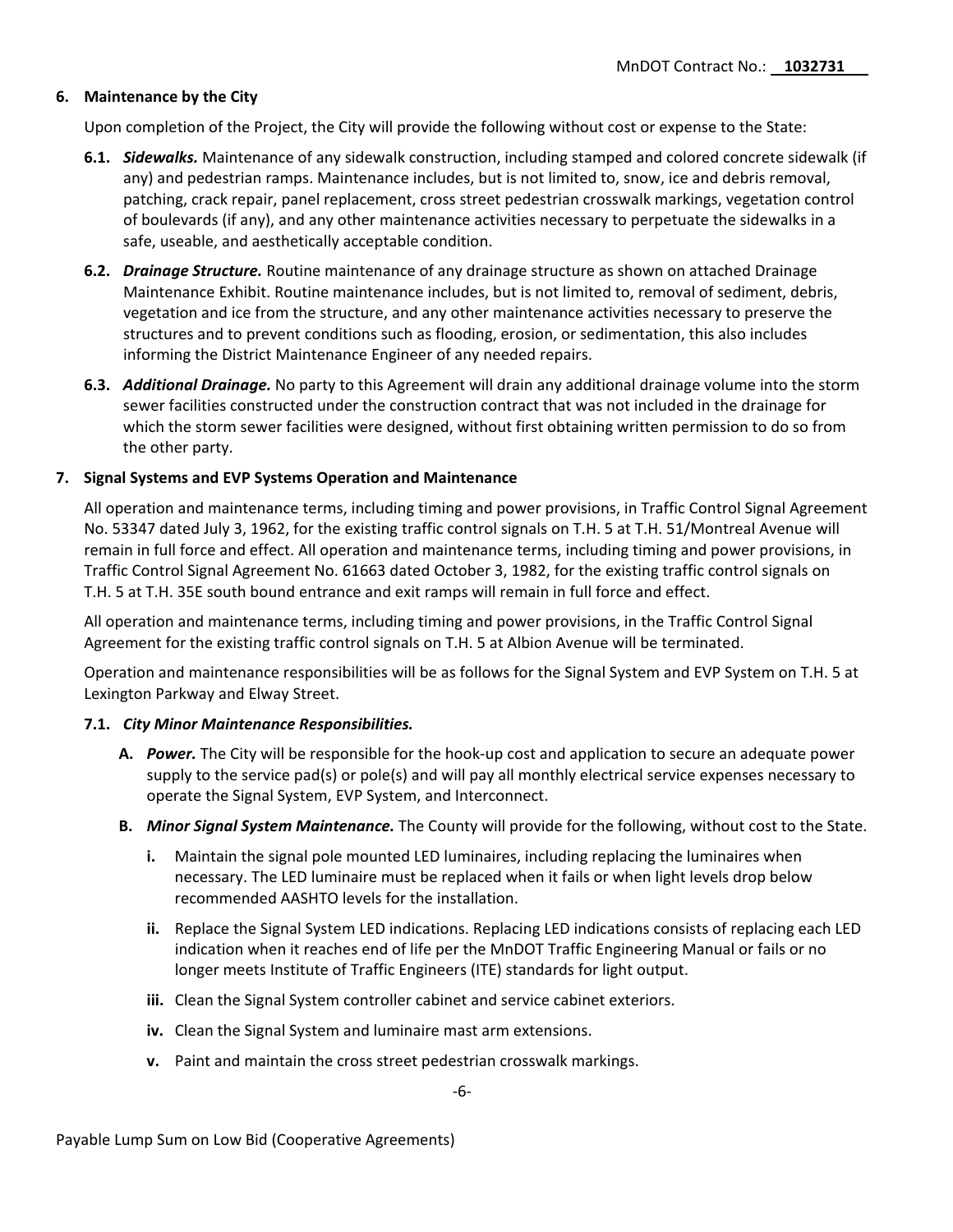**6. Maintenance by the City**

Upon completion of the Project, the City will provide the following without cost or expense to the State:

**6.1.** ***Sidewalks.*** Maintenance of any sidewalk construction, including stamped and colored concrete sidewalk (if any) and pedestrian ramps. Maintenance includes, but is not limited to, snow, ice and debris removal, patching, crack repair, panel replacement, cross street pedestrian crosswalk markings, vegetation control of boulevards (if any), and any other maintenance activities necessary to perpetuate the sidewalks in a safe, useable, and aesthetically acceptable condition.

**6.2.** ***Drainage Structure.*** Routine maintenance of any drainage structure as shown on attached Drainage Maintenance Exhibit. Routine maintenance includes, but is not limited to, removal of sediment, debris, vegetation and ice from the structure, and any other maintenance activities necessary to preserve the structures and to prevent conditions such as flooding, erosion, or sedimentation, this also includes informing the District Maintenance Engineer of any needed repairs.

**6.3.** ***Additional Drainage.*** No party to this Agreement will drain any additional drainage volume into the storm sewer facilities constructed under the construction contract that was not included in the drainage for which the storm sewer facilities were designed, without first obtaining written permission to do so from the other party.

**7. Signal Systems and EVP Systems Operation and Maintenance**

All operation and maintenance terms, including timing and power provisions, in Traffic Control Signal Agreement No. 53347 dated July 3, 1962, for the existing traffic control signals on T.H. 5 at T.H. 51/Montreal Avenue will remain in full force and effect. All operation and maintenance terms, including timing and power provisions, in Traffic Control Signal Agreement No. 61663 dated October 3, 1982, for the existing traffic control signals on T.H. 5 at T.H. 35E south bound entrance and exit ramps will remain in full force and effect.

All operation and maintenance terms, including timing and power provisions, in the Traffic Control Signal Agreement for the existing traffic control signals on T.H. 5 at Albion Avenue will be terminated.

Operation and maintenance responsibilities will be as follows for the Signal System and EVP System on T.H. 5 at Lexington Parkway and Elway Street.

**7.1.** ***City Minor Maintenance Responsibilities.***

**A.** ***Power.*** The City will be responsible for the hook-up cost and application to secure an adequate power supply to the service pad(s) or pole(s) and will pay all monthly electrical service expenses necessary to operate the Signal System, EVP System, and Interconnect.

**B.** ***Minor Signal System Maintenance.*** The County will provide for the following, without cost to the State.

**i.** Maintain the signal pole mounted LED luminaires, including replacing the luminaires when necessary. The LED luminaire must be replaced when it fails or when light levels drop below recommended AASHTO levels for the installation.

**ii.** Replace the Signal System LED indications. Replacing LED indications consists of replacing each LED indication when it reaches end of life per the MnDOT Traffic Engineering Manual or fails or no longer meets Institute of Traffic Engineers (ITE) standards for light output.

**iii.** Clean the Signal System controller cabinet and service cabinet exteriors.

**iv.** Clean the Signal System and luminaire mast arm extensions.

**v.** Paint and maintain the cross street pedestrian crosswalk markings.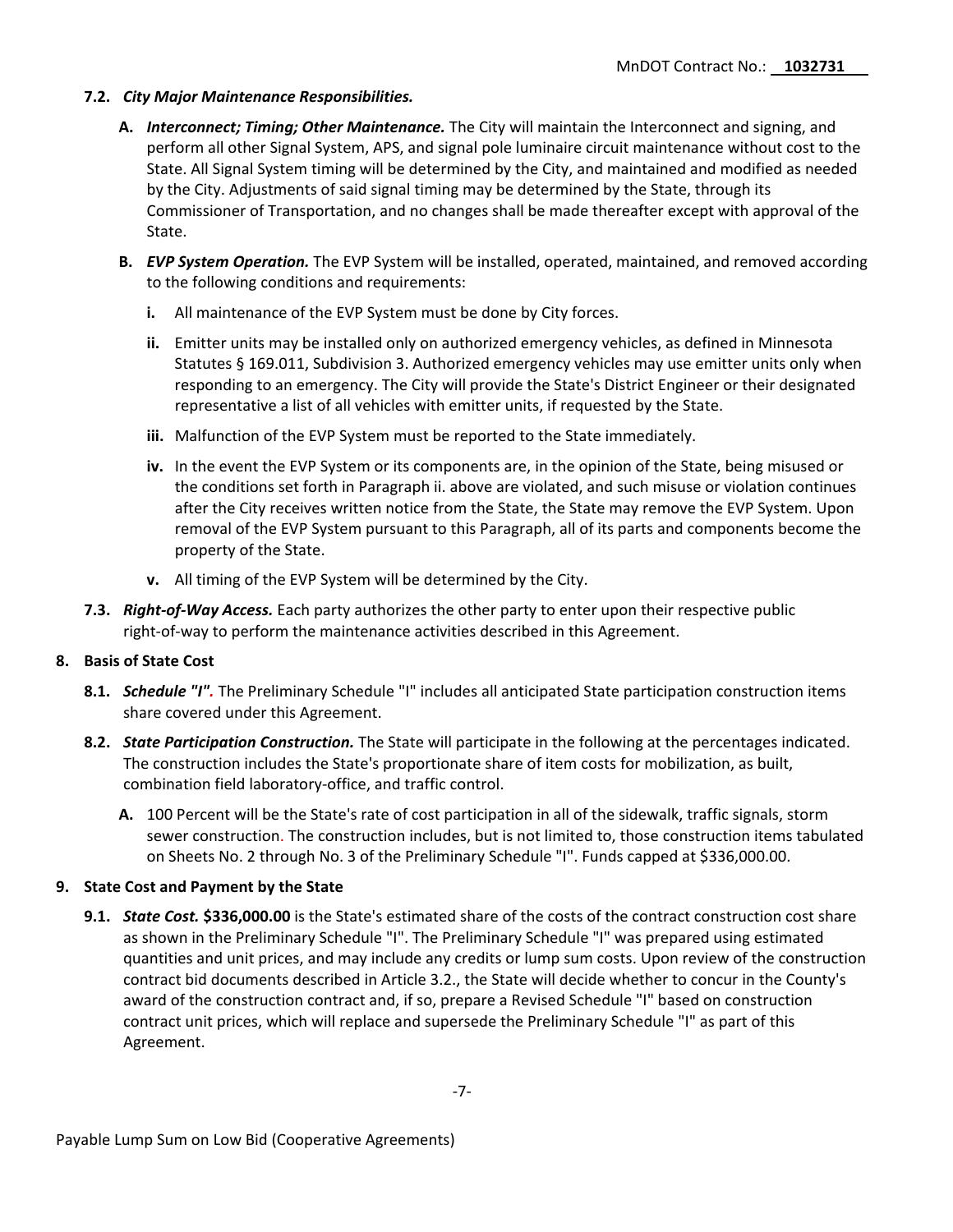**7.2.** ***City Major Maintenance Responsibilities.***

**A.** ***Interconnect; Timing; Other Maintenance.*** The City will maintain the Interconnect and signing, and perform all other Signal System, APS, and signal pole luminaire circuit maintenance without cost to the State. All Signal System timing will be determined by the City, and maintained and modified as needed by the City. Adjustments of said signal timing may be determined by the State, through its Commissioner of Transportation, and no changes shall be made thereafter except with approval of the State.

**B.** ***EVP System Operation.*** The EVP System will be installed, operated, maintained, and removed according to the following conditions and requirements:

**i.** All maintenance of the EVP System must be done by City forces.

**ii.** Emitter units may be installed only on authorized emergency vehicles, as defined in Minnesota Statutes § 169.011, Subdivision 3. Authorized emergency vehicles may use emitter units only when responding to an emergency. The City will provide the State's District Engineer or their designated representative a list of all vehicles with emitter units, if requested by the State.

**iii.** Malfunction of the EVP System must be reported to the State immediately.

**iv.** In the event the EVP System or its components are, in the opinion of the State, being misused or the conditions set forth in Paragraph ii. above are violated, and such misuse or violation continues after the City receives written notice from the State, the State may remove the EVP System. Upon removal of the EVP System pursuant to this Paragraph, all of its parts and components become the property of the State.

**v.** All timing of the EVP System will be determined by the City.

**7.3.** ***Right-of-Way Access.*** Each party authorizes the other party to enter upon their respective public right-of-way to perform the maintenance activities described in this Agreement.

## 8. Basis of State Cost

**8.1.** ***Schedule "I".*** The Preliminary Schedule "I" includes all anticipated State participation construction items share covered under this Agreement.

**8.2.** ***State Participation Construction.*** The State will participate in the following at the percentages indicated. The construction includes the State's proportionate share of item costs for mobilization, as built, combination field laboratory-office, and traffic control.

**A.** 100 Percent will be the State's rate of cost participation in all of the sidewalk, traffic signals, storm sewer construction. The construction includes, but is not limited to, those construction items tabulated on Sheets No. 2 through No. 3 of the Preliminary Schedule "I". Funds capped at $336,000.00.

## 9. State Cost and Payment by the State

**9.1.** ***State Cost.*** **$336,000.00** is the State's estimated share of the costs of the contract construction cost share as shown in the Preliminary Schedule "I". The Preliminary Schedule "I" was prepared using estimated quantities and unit prices, and may include any credits or lump sum costs. Upon review of the construction contract bid documents described in Article 3.2., the State will decide whether to concur in the County's award of the construction contract and, if so, prepare a Revised Schedule "I" based on construction contract unit prices, which will replace and supersede the Preliminary Schedule "I" as part of this Agreement.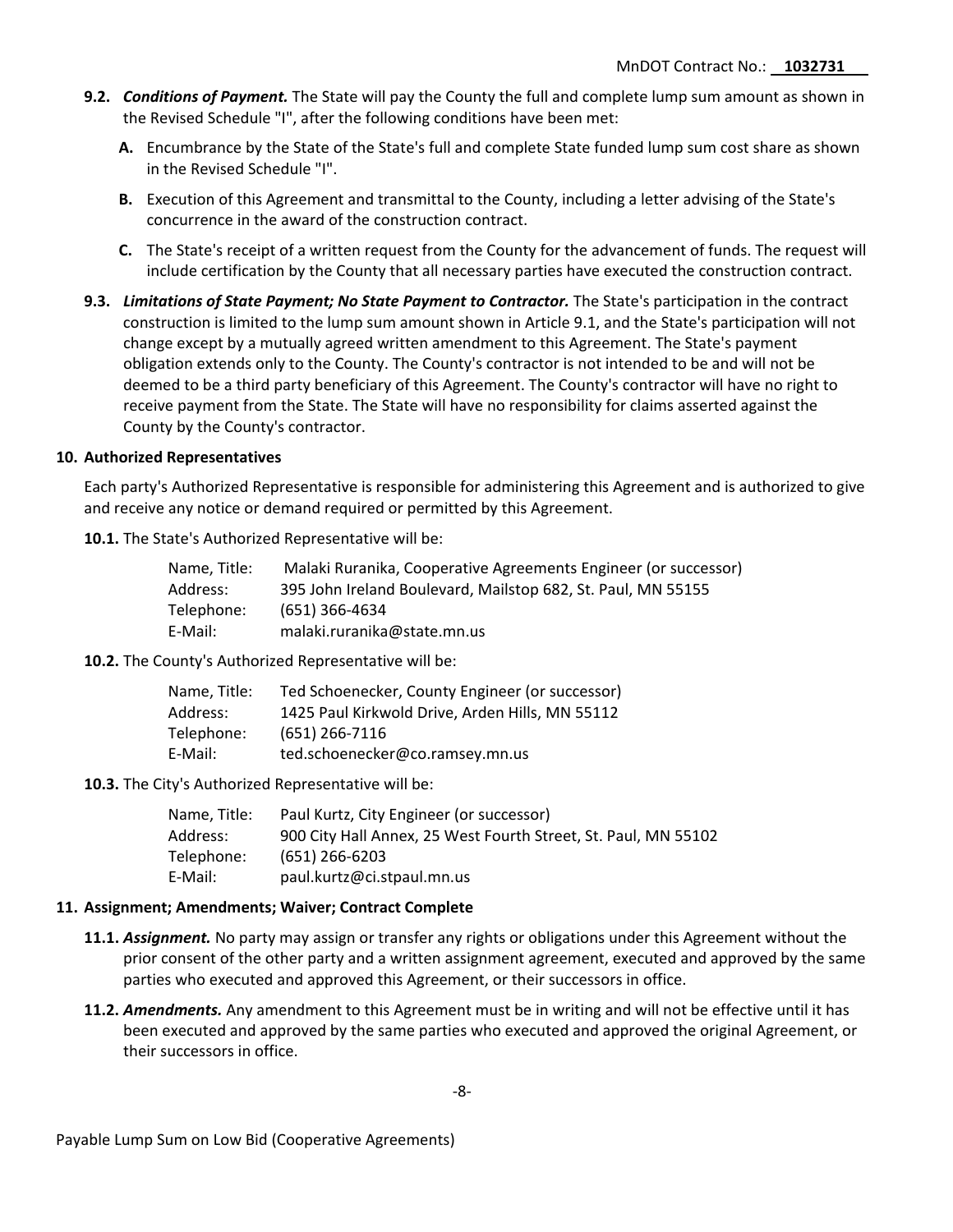**9.2.** ***Conditions of Payment.*** The State will pay the County the full and complete lump sum amount as shown in the Revised Schedule "I", after the following conditions have been met:

**A.** Encumbrance by the State of the State's full and complete State funded lump sum cost share as shown in the Revised Schedule "I".

**B.** Execution of this Agreement and transmittal to the County, including a letter advising of the State's concurrence in the award of the construction contract.

**C.** The State's receipt of a written request from the County for the advancement of funds. The request will include certification by the County that all necessary parties have executed the construction contract.

**9.3.** ***Limitations of State Payment; No State Payment to Contractor.*** The State's participation in the contract construction is limited to the lump sum amount shown in Article 9.1, and the State's participation will not change except by a mutually agreed written amendment to this Agreement. The State's payment obligation extends only to the County. The County's contractor is not intended to be and will not be deemed to be a third party beneficiary of this Agreement. The County's contractor will have no right to receive payment from the State. The State will have no responsibility for claims asserted against the County by the County's contractor.

**10. Authorized Representatives**

Each party's Authorized Representative is responsible for administering this Agreement and is authorized to give and receive any notice or demand required or permitted by this Agreement.

**10.1.** The State's Authorized Representative will be:

Name, Title: Malaki Ruranika, Cooperative Agreements Engineer (or successor)
Address: 395 John Ireland Boulevard, Mailstop 682, St. Paul, MN 55155
Telephone: (651) 366-4634
E-Mail: malaki.ruranika@state.mn.us

**10.2.** The County's Authorized Representative will be:

Name, Title: Ted Schoenecker, County Engineer (or successor)
Address: 1425 Paul Kirkwold Drive, Arden Hills, MN 55112
Telephone: (651) 266-7116
E-Mail: ted.schoenecker@co.ramsey.mn.us

**10.3.** The City's Authorized Representative will be:

Name, Title: Paul Kurtz, City Engineer (or successor)
Address: 900 City Hall Annex, 25 West Fourth Street, St. Paul, MN 55102
Telephone: (651) 266-6203
E-Mail: paul.kurtz@ci.stpaul.mn.us

**11. Assignment; Amendments; Waiver; Contract Complete**

**11.1.** ***Assignment.*** No party may assign or transfer any rights or obligations under this Agreement without the prior consent of the other party and a written assignment agreement, executed and approved by the same parties who executed and approved this Agreement, or their successors in office.

**11.2.** ***Amendments.*** Any amendment to this Agreement must be in writing and will not be effective until it has been executed and approved by the same parties who executed and approved the original Agreement, or their successors in office.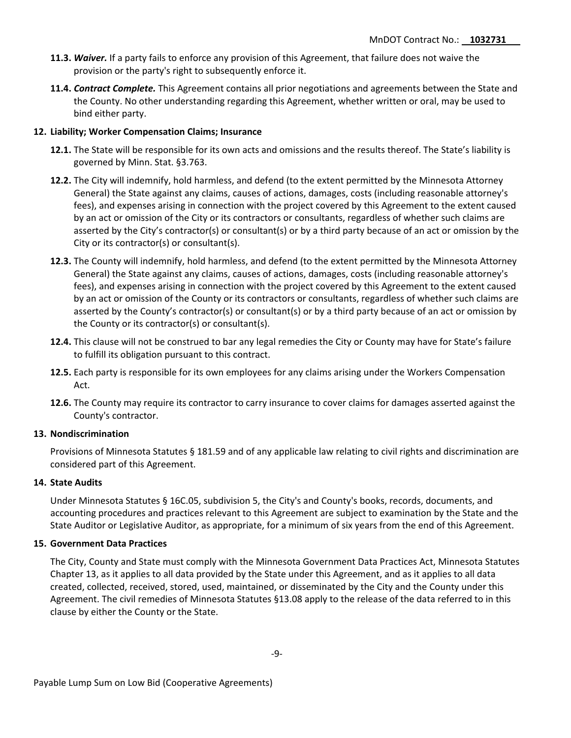**11.3.** ***Waiver.*** If a party fails to enforce any provision of this Agreement, that failure does not waive the provision or the party's right to subsequently enforce it.

**11.4.** ***Contract Complete.*** This Agreement contains all prior negotiations and agreements between the State and the County. No other understanding regarding this Agreement, whether written or oral, may be used to bind either party.

**12. Liability; Worker Compensation Claims; Insurance**

**12.1.** The State will be responsible for its own acts and omissions and the results thereof. The State's liability is governed by Minn. Stat. §3.763.

**12.2.** The City will indemnify, hold harmless, and defend (to the extent permitted by the Minnesota Attorney General) the State against any claims, causes of actions, damages, costs (including reasonable attorney's fees), and expenses arising in connection with the project covered by this Agreement to the extent caused by an act or omission of the City or its contractors or consultants, regardless of whether such claims are asserted by the City's contractor(s) or consultant(s) or by a third party because of an act or omission by the City or its contractor(s) or consultant(s).

**12.3.** The County will indemnify, hold harmless, and defend (to the extent permitted by the Minnesota Attorney General) the State against any claims, causes of actions, damages, costs (including reasonable attorney's fees), and expenses arising in connection with the project covered by this Agreement to the extent caused by an act or omission of the County or its contractors or consultants, regardless of whether such claims are asserted by the County's contractor(s) or consultant(s) or by a third party because of an act or omission by the County or its contractor(s) or consultant(s).

**12.4.** This clause will not be construed to bar any legal remedies the City or County may have for State's failure to fulfill its obligation pursuant to this contract.

**12.5.** Each party is responsible for its own employees for any claims arising under the Workers Compensation Act.

**12.6.** The County may require its contractor to carry insurance to cover claims for damages asserted against the County's contractor.

**13. Nondiscrimination**

Provisions of Minnesota Statutes § 181.59 and of any applicable law relating to civil rights and discrimination are considered part of this Agreement.

**14. State Audits**

Under Minnesota Statutes § 16C.05, subdivision 5, the City's and County's books, records, documents, and accounting procedures and practices relevant to this Agreement are subject to examination by the State and the State Auditor or Legislative Auditor, as appropriate, for a minimum of six years from the end of this Agreement.

**15. Government Data Practices**

The City, County and State must comply with the Minnesota Government Data Practices Act, Minnesota Statutes Chapter 13, as it applies to all data provided by the State under this Agreement, and as it applies to all data created, collected, received, stored, used, maintained, or disseminated by the City and the County under this Agreement. The civil remedies of Minnesota Statutes §13.08 apply to the release of the data referred to in this clause by either the County or the State.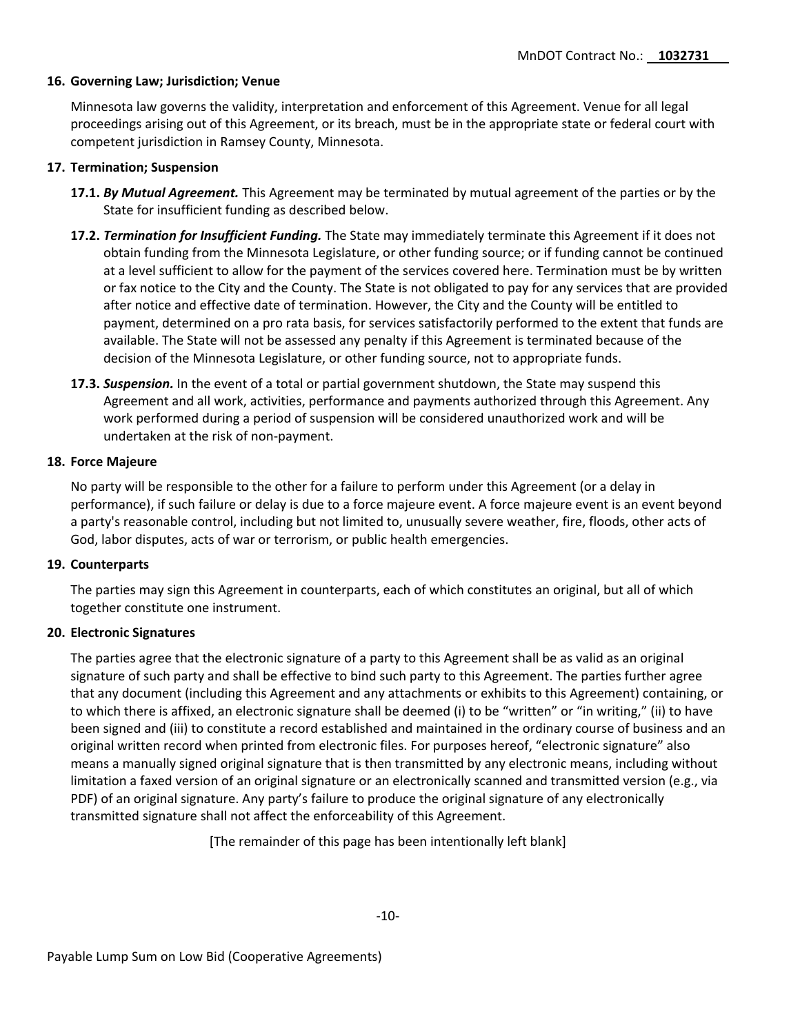## 16. Governing Law; Jurisdiction; Venue

Minnesota law governs the validity, interpretation and enforcement of this Agreement. Venue for all legal proceedings arising out of this Agreement, or its breach, must be in the appropriate state or federal court with competent jurisdiction in Ramsey County, Minnesota.

## 17. Termination; Suspension

**17.1.** ***By Mutual Agreement.*** This Agreement may be terminated by mutual agreement of the parties or by the State for insufficient funding as described below.

**17.2.** ***Termination for Insufficient Funding.*** The State may immediately terminate this Agreement if it does not obtain funding from the Minnesota Legislature, or other funding source; or if funding cannot be continued at a level sufficient to allow for the payment of the services covered here. Termination must be by written or fax notice to the City and the County. The State is not obligated to pay for any services that are provided after notice and effective date of termination. However, the City and the County will be entitled to payment, determined on a pro rata basis, for services satisfactorily performed to the extent that funds are available. The State will not be assessed any penalty if this Agreement is terminated because of the decision of the Minnesota Legislature, or other funding source, not to appropriate funds.

**17.3.** ***Suspension.*** In the event of a total or partial government shutdown, the State may suspend this Agreement and all work, activities, performance and payments authorized through this Agreement. Any work performed during a period of suspension will be considered unauthorized work and will be undertaken at the risk of non-payment.

## 18. Force Majeure

No party will be responsible to the other for a failure to perform under this Agreement (or a delay in performance), if such failure or delay is due to a force majeure event. A force majeure event is an event beyond a party's reasonable control, including but not limited to, unusually severe weather, fire, floods, other acts of God, labor disputes, acts of war or terrorism, or public health emergencies.

## 19. Counterparts

The parties may sign this Agreement in counterparts, each of which constitutes an original, but all of which together constitute one instrument.

## 20. Electronic Signatures

The parties agree that the electronic signature of a party to this Agreement shall be as valid as an original signature of such party and shall be effective to bind such party to this Agreement. The parties further agree that any document (including this Agreement and any attachments or exhibits to this Agreement) containing, or to which there is affixed, an electronic signature shall be deemed (i) to be "written" or "in writing," (ii) to have been signed and (iii) to constitute a record established and maintained in the ordinary course of business and an original written record when printed from electronic files. For purposes hereof, "electronic signature" also means a manually signed original signature that is then transmitted by any electronic means, including without limitation a faxed version of an original signature or an electronically scanned and transmitted version (e.g., via PDF) of an original signature. Any party's failure to produce the original signature of any electronically transmitted signature shall not affect the enforceability of this Agreement.

[The remainder of this page has been intentionally left blank]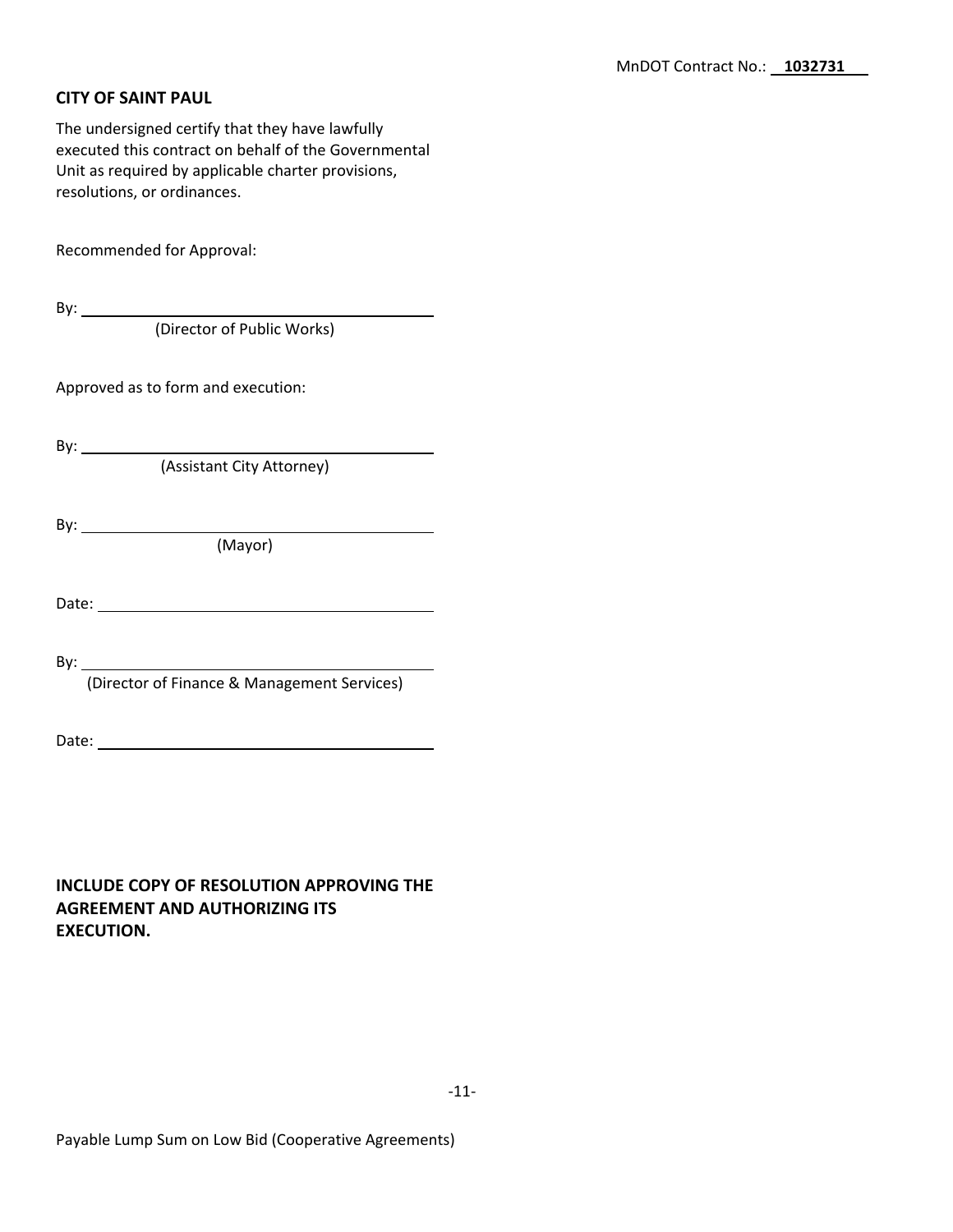**CITY OF SAINT PAUL**

The undersigned certify that they have lawfully executed this contract on behalf of the Governmental Unit as required by applicable charter provisions, resolutions, or ordinances.

Recommended for Approval:

By: ______________________________________
(Director of Public Works)

Approved as to form and execution:

By: ______________________________________
(Assistant City Attorney)

By: ______________________________________
(Mayor)

Date: ______________________________________

By: ______________________________________
(Director of Finance & Management Services)

Date: ______________________________________

**INCLUDE COPY OF RESOLUTION APPROVING THE AGREEMENT AND AUTHORIZING ITS EXECUTION.**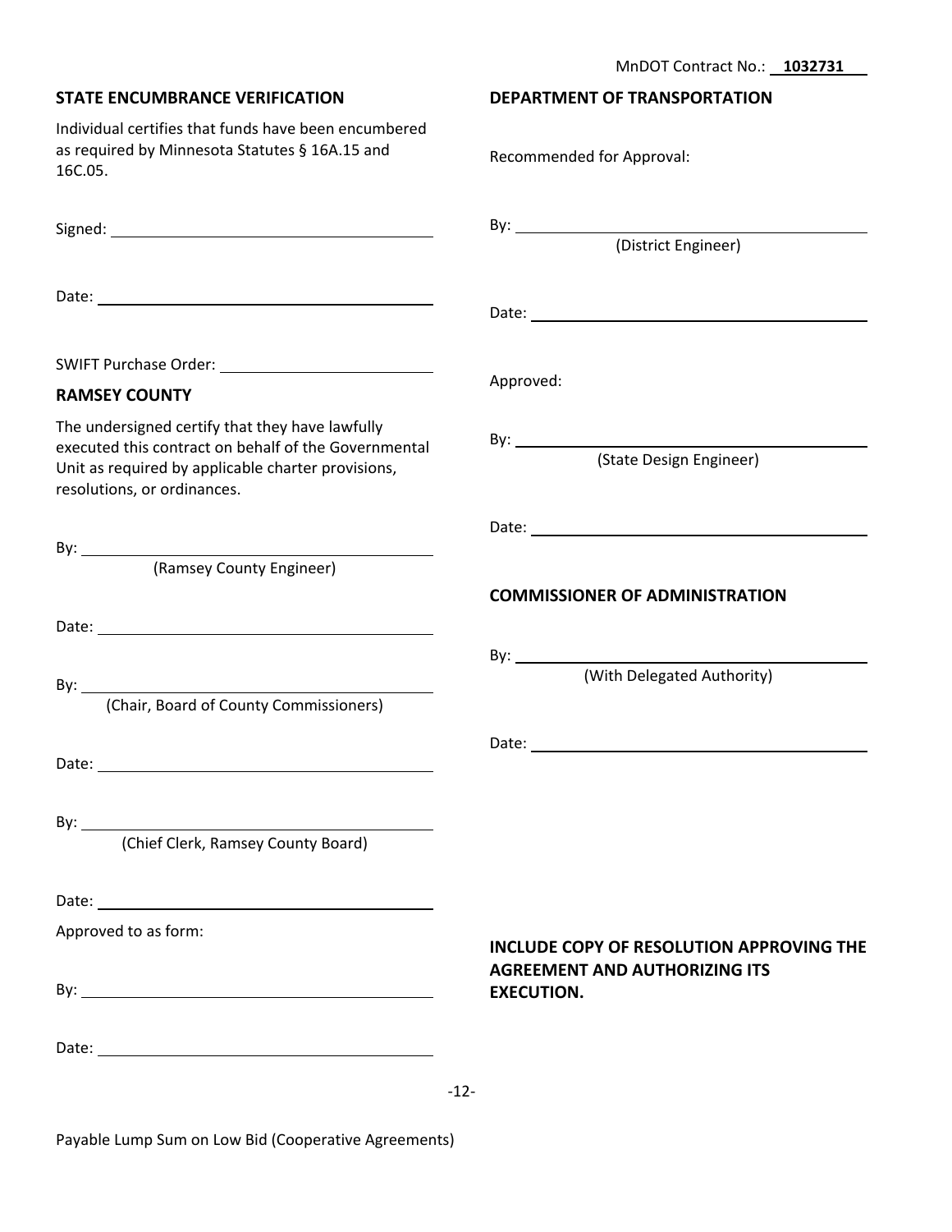MnDOT Contract No.: **1032731**

**STATE ENCUMBRANCE VERIFICATION**

Individual certifies that funds have been encumbered as required by Minnesota Statutes § 16A.15 and 16C.05.

Signed: ______________________________

Date: ______________________________

SWIFT Purchase Order: ______________________

**RAMSEY COUNTY**

The undersigned certify that they have lawfully executed this contract on behalf of the Governmental Unit as required by applicable charter provisions, resolutions, or ordinances.

By: ______________________________
(Ramsey County Engineer)

Date: ______________________________

By: ______________________________
(Chair, Board of County Commissioners)

Date: ______________________________

By: ______________________________
(Chief Clerk, Ramsey County Board)

Date: ______________________________

Approved to as form:

By: ______________________________

Date: ______________________________

**DEPARTMENT OF TRANSPORTATION**

Recommended for Approval:

By: ______________________________
(District Engineer)

Date: ______________________________

Approved:

By: ______________________________
(State Design Engineer)

Date: ______________________________

**COMMISSIONER OF ADMINISTRATION**

By: ______________________________
(With Delegated Authority)

Date: ______________________________

**INCLUDE COPY OF RESOLUTION APPROVING THE AGREEMENT AND AUTHORIZING ITS EXECUTION.**

Payable Lump Sum on Low Bid (Cooperative Agreements)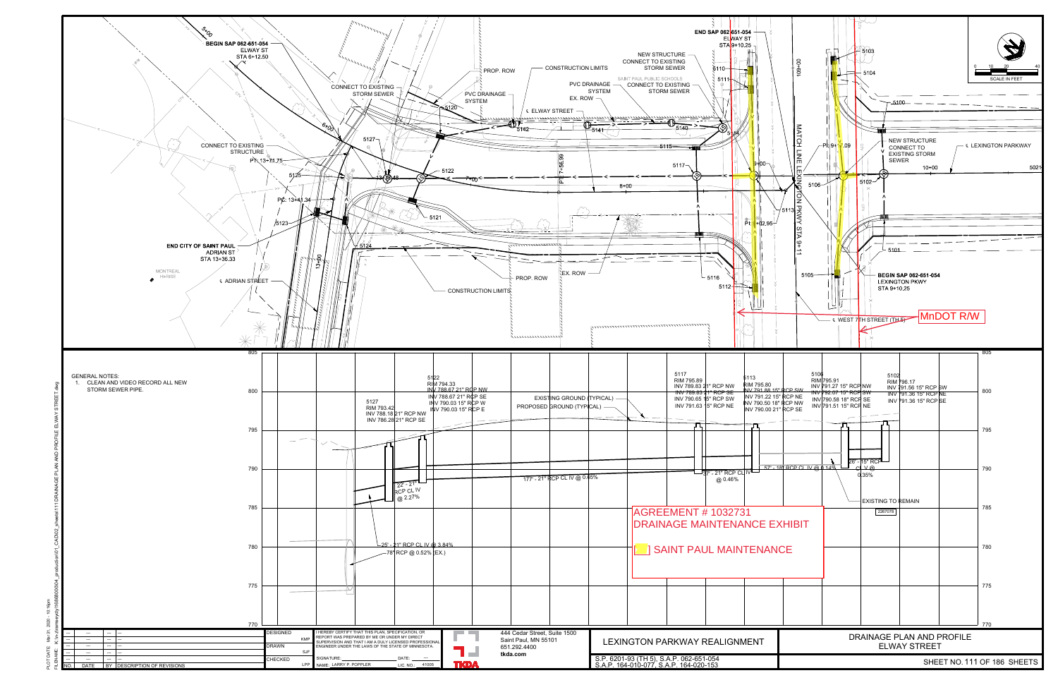# DRAINAGE PLAN AND PROFILE ELWAY STREET

## LEXINGTON PARKWAY REALIGNMENT

S.P. 6201-93 (TH 5), S.A.P. 062-651-054
S.A.P. 164-010-077, S.A.P. 164-020-153

SHEET NO. 111 OF 186 SHEETS

### Plan

- BEGIN SAP 062-651-054 ELWAY ST STA 6+12.50
- END SAP 062-651-054 ELWAY ST STA 9+10.25
- BEGIN SAP 062-651-054 LEXINGTON PKWY STA 9+10.25
- END CITY OF SAINT PAUL ADRIAN ST STA 13+36.33
- MATCH LINE LEXINGTON PKWY STA 9+11
- CONNECT TO EXISTING STORM SEWER
- CONNECT TO EXISTING STRUCTURE
- PVC DRAINAGE SYSTEM
- SAINT PAUL PUBLIC SCHOOLS PVC DRAINAGE SYSTEM CONNECT TO EXISTING STORM SEWER
- NEW STRUCTURE CONNECT TO EXISTING STORM SEWER
- PROP. ROW
- EX. ROW
- CONSTRUCTION LIMITS
- ℄ ELWAY STREET
- ℄ ADRIAN STREET
- ℄ LEXINGTON PARKWAY
- ℄ WEST 7TH STREET (TH 5)
- MnDOT R/W
- MONTREAL HI-RISE
- PT: 13+71.75
- PC: 13+41.34
- PI: 7+56.09
- PI: 8+02.95
- PI: 9+00.09
- Structures: 5100, 5101, 5102, 5103, 5104, 5105, 5106, 5110, 5111, 5112, 5113, 5114, 5115, 5116, 5117, 5120, 5121, 5122, 5123, 5124, 5125, 5127, 5140, 5141, 5142, 5021

### Profile

GENERAL NOTES:

1. CLEAN AND VIDEO RECORD ALL NEW STORM SEWER PIPE.

| Structure | Data |
|---|---|
| 5127 | RIM 793.42; INV 788.18 21" RCP NW; INV 786.28 21" RCP SE |
| 5122 | RIM 794.33; INV 788.67 21" RCP NW; INV 788.67 21" RCP SE; INV 790.03 15" RCP W; INV 790.03 15" RCP E |
| 5117 | RIM 795.89; INV 789.83 21" RCP NW; INV 789.83 21" RCP SE; INV 790.65 15" RCP SW; INV 791.63 15" RCP NE |
| 5113 | RIM 795.80; INV 791.88 15" RCP SW; INV 789.83 21" RCP SE; INV 791.22 15" RCP NE; INV 790.50 18" RCP NW; INV 790.00 21" RCP SE |
| 5106 | RIM 795.91; INV 791.27 15" RCP NW; INV 792.07 15" RCP SW; INV 790.58 18" RCP SE; INV 791.51 15" RCP NE |
| 5102 | RIM 796.17; INV 791.56 15" RCP SW; INV 791.36 15" RCP NE; INV 791.36 15" RCP SE |

- 22' - 21" RCP CL IV @ 2.27%
- 25' - 21" RCP CL IV @ 3.84%
- 78" RCP @ 0.52% (EX.)
- 177' - 21" RCP CL IV @ 0.65%
- 37' - 21" RCP CL IV @ 0.46%
- 57' - 18" RCP CL IV @ 0.14%
- 26' - 15" RCP CL V @ 0.35%
- EXISTING GROUND (TYPICAL)
- PROPOSED GROUND (TYPICAL)
- EXISTING TO REMAIN
- 2267078

AGREEMENT # 1032731
DRAINAGE MAINTENANCE EXHIBIT

SAINT PAUL MAINTENANCE

| DESIGNED | KMP |
|---|---|
| DRAWN | SJF |
| CHECKED | LPP |

I HEREBY CERTIFY THAT THIS PLAN, SPECIFICATION, OR REPORT WAS PREPARED BY ME OR UNDER MY DIRECT SUPERVISION AND THAT I AM A DULY LICENSED PROFESSIONAL ENGINEER UNDER THE LAWS OF THE STATE OF MINNESOTA.

SIGNATURE: DATE: ---
NAME: LARRY P. POPPLER LIC. NO.: 41005

TKDA
444 Cedar Street, Suite 1500
Saint Paul, MN 55101
651.292.4400
tkda.com

| NO. | DATE | BY | DESCRIPTION OF REVISIONS |
|---|---|---|---|

PLOT DATE: Mar 31, 2020 - 10:16am
FILENAME: K:\n-z\ramseycty\16888\000004_production\01_CAD\02_sheets\111DRAINAGE PLAN AND PROFILE ELWAY STREET.dwg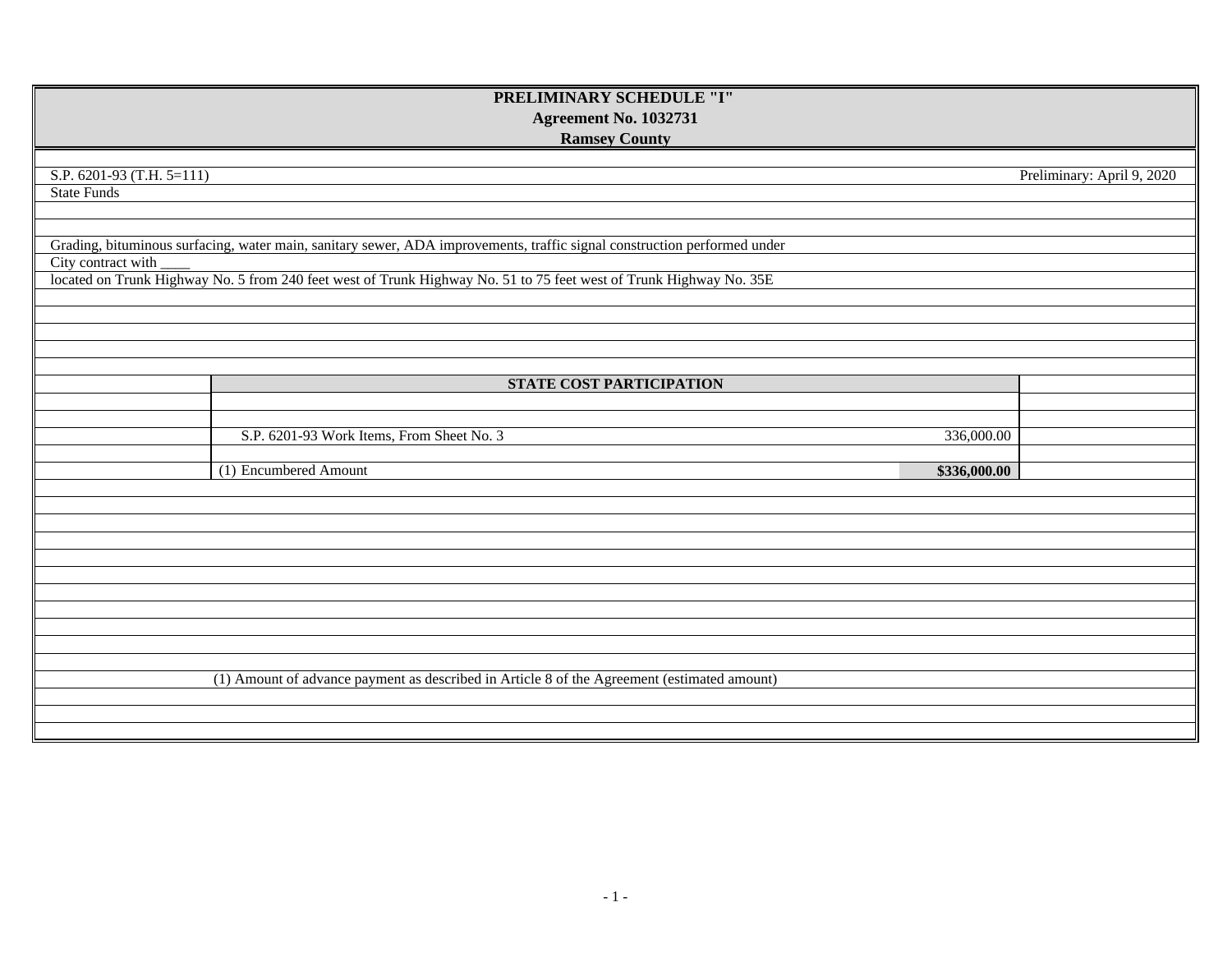# PRELIMINARY SCHEDULE "I"
## Agreement No. 1032731
## Ramsey County

S.P. 6201-93 (T.H. 5=111) — Preliminary: April 9, 2020

State Funds

Grading, bituminous surfacing, water main, sanitary sewer, ADA improvements, traffic signal construction performed under
City contract with ____
located on Trunk Highway No. 5 from 240 feet west of Trunk Highway No. 51 to 75 feet west of Trunk Highway No. 35E

| STATE COST PARTICIPATION | |
|---|---|
| S.P. 6201-93 Work Items, From Sheet No. 3 | 336,000.00 |
| (1) Encumbered Amount | **$336,000.00** |

(1) Amount of advance payment as described in Article 8 of the Agreement (estimated amount)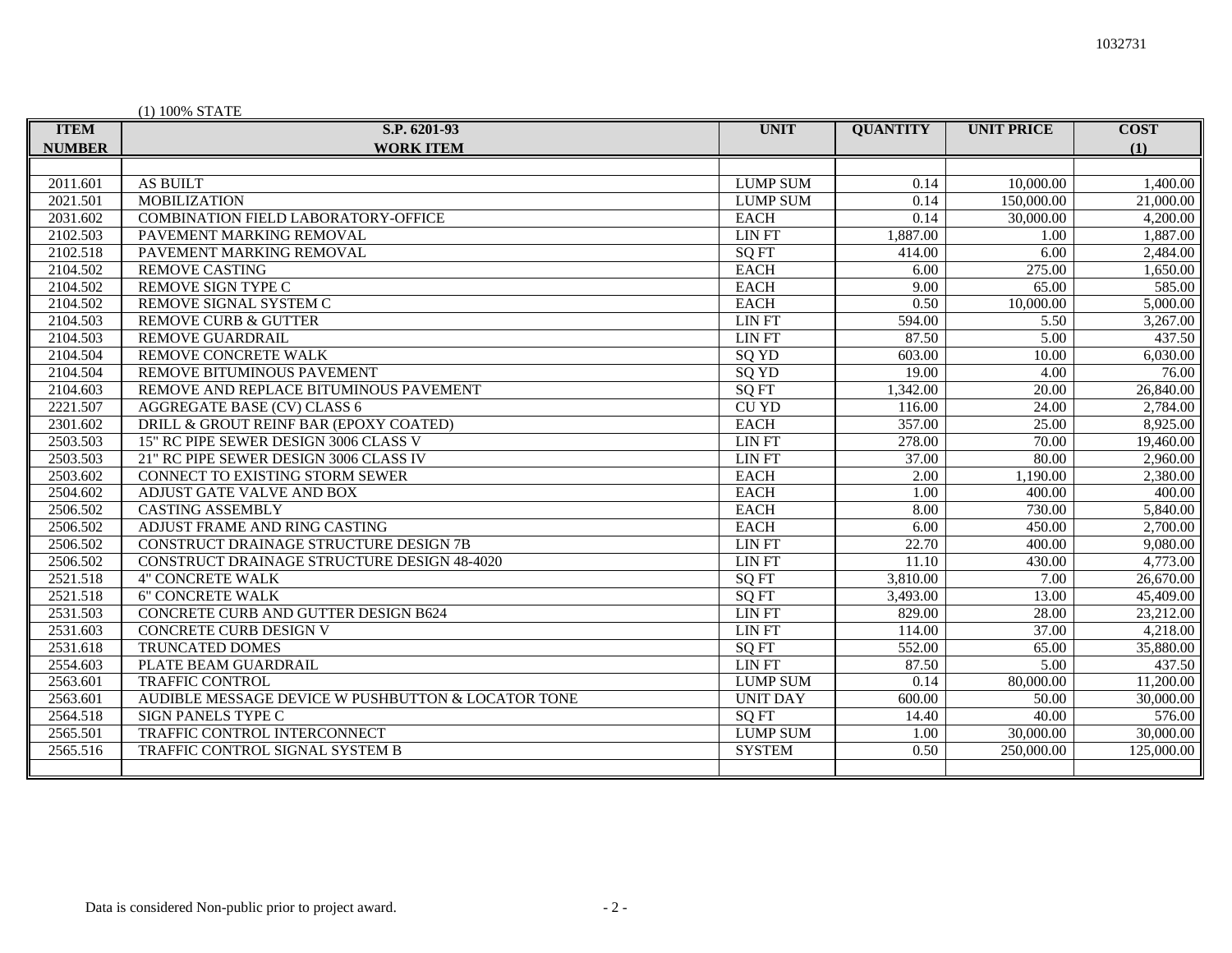1032731

(1) 100% STATE

| ITEM NUMBER | S.P. 6201-93 WORK ITEM | UNIT | QUANTITY | UNIT PRICE | COST (1) |
|---|---|---|---|---|---|
| 2011.601 | AS BUILT | LUMP SUM | 0.14 | 10,000.00 | 1,400.00 |
| 2021.501 | MOBILIZATION | LUMP SUM | 0.14 | 150,000.00 | 21,000.00 |
| 2031.602 | COMBINATION FIELD LABORATORY-OFFICE | EACH | 0.14 | 30,000.00 | 4,200.00 |
| 2102.503 | PAVEMENT MARKING REMOVAL | LIN FT | 1,887.00 | 1.00 | 1,887.00 |
| 2102.518 | PAVEMENT MARKING REMOVAL | SQ FT | 414.00 | 6.00 | 2,484.00 |
| 2104.502 | REMOVE CASTING | EACH | 6.00 | 275.00 | 1,650.00 |
| 2104.502 | REMOVE SIGN TYPE C | EACH | 9.00 | 65.00 | 585.00 |
| 2104.502 | REMOVE SIGNAL SYSTEM C | EACH | 0.50 | 10,000.00 | 5,000.00 |
| 2104.503 | REMOVE CURB & GUTTER | LIN FT | 594.00 | 5.50 | 3,267.00 |
| 2104.503 | REMOVE GUARDRAIL | LIN FT | 87.50 | 5.00 | 437.50 |
| 2104.504 | REMOVE CONCRETE WALK | SQ YD | 603.00 | 10.00 | 6,030.00 |
| 2104.504 | REMOVE BITUMINOUS PAVEMENT | SQ YD | 19.00 | 4.00 | 76.00 |
| 2104.603 | REMOVE AND REPLACE BITUMINOUS PAVEMENT | SQ FT | 1,342.00 | 20.00 | 26,840.00 |
| 2221.507 | AGGREGATE BASE (CV) CLASS 6 | CU YD | 116.00 | 24.00 | 2,784.00 |
| 2301.602 | DRILL & GROUT REINF BAR (EPOXY COATED) | EACH | 357.00 | 25.00 | 8,925.00 |
| 2503.503 | 15" RC PIPE SEWER DESIGN 3006 CLASS V | LIN FT | 278.00 | 70.00 | 19,460.00 |
| 2503.503 | 21" RC PIPE SEWER DESIGN 3006 CLASS IV | LIN FT | 37.00 | 80.00 | 2,960.00 |
| 2503.602 | CONNECT TO EXISTING STORM SEWER | EACH | 2.00 | 1,190.00 | 2,380.00 |
| 2504.602 | ADJUST GATE VALVE AND BOX | EACH | 1.00 | 400.00 | 400.00 |
| 2506.502 | CASTING ASSEMBLY | EACH | 8.00 | 730.00 | 5,840.00 |
| 2506.502 | ADJUST FRAME AND RING CASTING | EACH | 6.00 | 450.00 | 2,700.00 |
| 2506.502 | CONSTRUCT DRAINAGE STRUCTURE DESIGN 7B | LIN FT | 22.70 | 400.00 | 9,080.00 |
| 2506.502 | CONSTRUCT DRAINAGE STRUCTURE DESIGN 48-4020 | LIN FT | 11.10 | 430.00 | 4,773.00 |
| 2521.518 | 4" CONCRETE WALK | SQ FT | 3,810.00 | 7.00 | 26,670.00 |
| 2521.518 | 6" CONCRETE WALK | SQ FT | 3,493.00 | 13.00 | 45,409.00 |
| 2531.503 | CONCRETE CURB AND GUTTER DESIGN B624 | LIN FT | 829.00 | 28.00 | 23,212.00 |
| 2531.603 | CONCRETE CURB DESIGN V | LIN FT | 114.00 | 37.00 | 4,218.00 |
| 2531.618 | TRUNCATED DOMES | SQ FT | 552.00 | 65.00 | 35,880.00 |
| 2554.603 | PLATE BEAM GUARDRAIL | LIN FT | 87.50 | 5.00 | 437.50 |
| 2563.601 | TRAFFIC CONTROL | LUMP SUM | 0.14 | 80,000.00 | 11,200.00 |
| 2563.601 | AUDIBLE MESSAGE DEVICE W PUSHBUTTON & LOCATOR TONE | UNIT DAY | 600.00 | 50.00 | 30,000.00 |
| 2564.518 | SIGN PANELS TYPE C | SQ FT | 14.40 | 40.00 | 576.00 |
| 2565.501 | TRAFFIC CONTROL INTERCONNECT | LUMP SUM | 1.00 | 30,000.00 | 30,000.00 |
| 2565.516 | TRAFFIC CONTROL SIGNAL SYSTEM B | SYSTEM | 0.50 | 250,000.00 | 125,000.00 |

Data is considered Non-public prior to project award.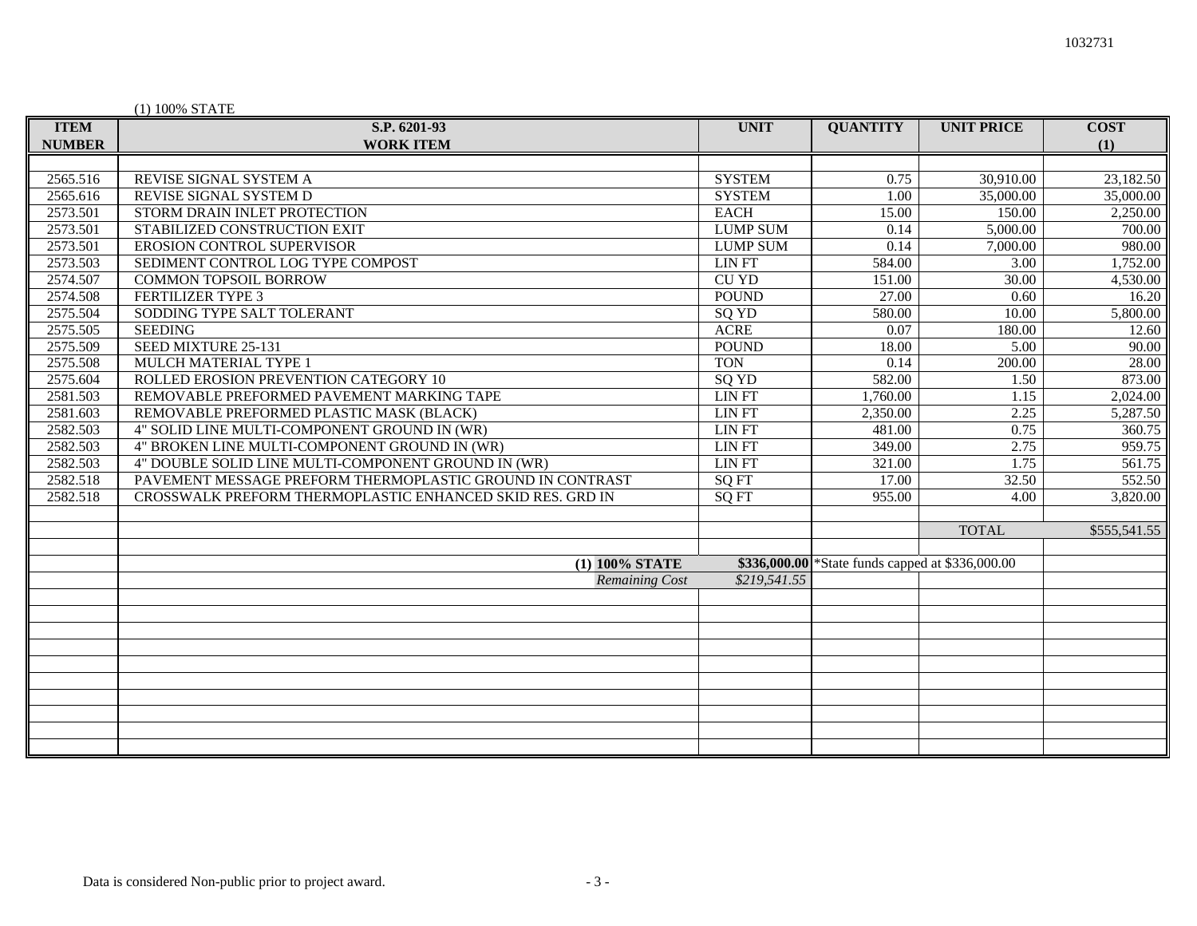1032731

(1) 100% STATE

| ITEM NUMBER | S.P. 6201-93 WORK ITEM | UNIT | QUANTITY | UNIT PRICE | COST (1) |
|---|---|---|---|---|---|
| 2565.516 | REVISE SIGNAL SYSTEM A | SYSTEM | 0.75 | 30,910.00 | 23,182.50 |
| 2565.616 | REVISE SIGNAL SYSTEM D | SYSTEM | 1.00 | 35,000.00 | 35,000.00 |
| 2573.501 | STORM DRAIN INLET PROTECTION | EACH | 15.00 | 150.00 | 2,250.00 |
| 2573.501 | STABILIZED CONSTRUCTION EXIT | LUMP SUM | 0.14 | 5,000.00 | 700.00 |
| 2573.501 | EROSION CONTROL SUPERVISOR | LUMP SUM | 0.14 | 7,000.00 | 980.00 |
| 2573.503 | SEDIMENT CONTROL LOG TYPE COMPOST | LIN FT | 584.00 | 3.00 | 1,752.00 |
| 2574.507 | COMMON TOPSOIL BORROW | CU YD | 151.00 | 30.00 | 4,530.00 |
| 2574.508 | FERTILIZER TYPE 3 | POUND | 27.00 | 0.60 | 16.20 |
| 2575.504 | SODDING TYPE SALT TOLERANT | SQ YD | 580.00 | 10.00 | 5,800.00 |
| 2575.505 | SEEDING | ACRE | 0.07 | 180.00 | 12.60 |
| 2575.509 | SEED MIXTURE 25-131 | POUND | 18.00 | 5.00 | 90.00 |
| 2575.508 | MULCH MATERIAL TYPE 1 | TON | 0.14 | 200.00 | 28.00 |
| 2575.604 | ROLLED EROSION PREVENTION CATEGORY 10 | SQ YD | 582.00 | 1.50 | 873.00 |
| 2581.503 | REMOVABLE PREFORMED PAVEMENT MARKING TAPE | LIN FT | 1,760.00 | 1.15 | 2,024.00 |
| 2581.603 | REMOVABLE PREFORMED PLASTIC MASK (BLACK) | LIN FT | 2,350.00 | 2.25 | 5,287.50 |
| 2582.503 | 4" SOLID LINE MULTI-COMPONENT GROUND IN (WR) | LIN FT | 481.00 | 0.75 | 360.75 |
| 2582.503 | 4" BROKEN LINE MULTI-COMPONENT GROUND IN (WR) | LIN FT | 349.00 | 2.75 | 959.75 |
| 2582.503 | 4" DOUBLE SOLID LINE MULTI-COMPONENT GROUND IN (WR) | LIN FT | 321.00 | 1.75 | 561.75 |
| 2582.518 | PAVEMENT MESSAGE PREFORM THERMOPLASTIC GROUND IN CONTRAST | SQ FT | 17.00 | 32.50 | 552.50 |
| 2582.518 | CROSSWALK PREFORM THERMOPLASTIC ENHANCED SKID RES. GRD IN | SQ FT | 955.00 | 4.00 | 3,820.00 |
| | | | | | |
| | | | | TOTAL | $555,541.55 |
| | | | | | |
| | (1) **100% STATE** | **$336,000.00** | *State funds capped at $336,000.00 | | |
| | *Remaining Cost* | *$219,541.55* | | | |

Data is considered Non-public prior to project award.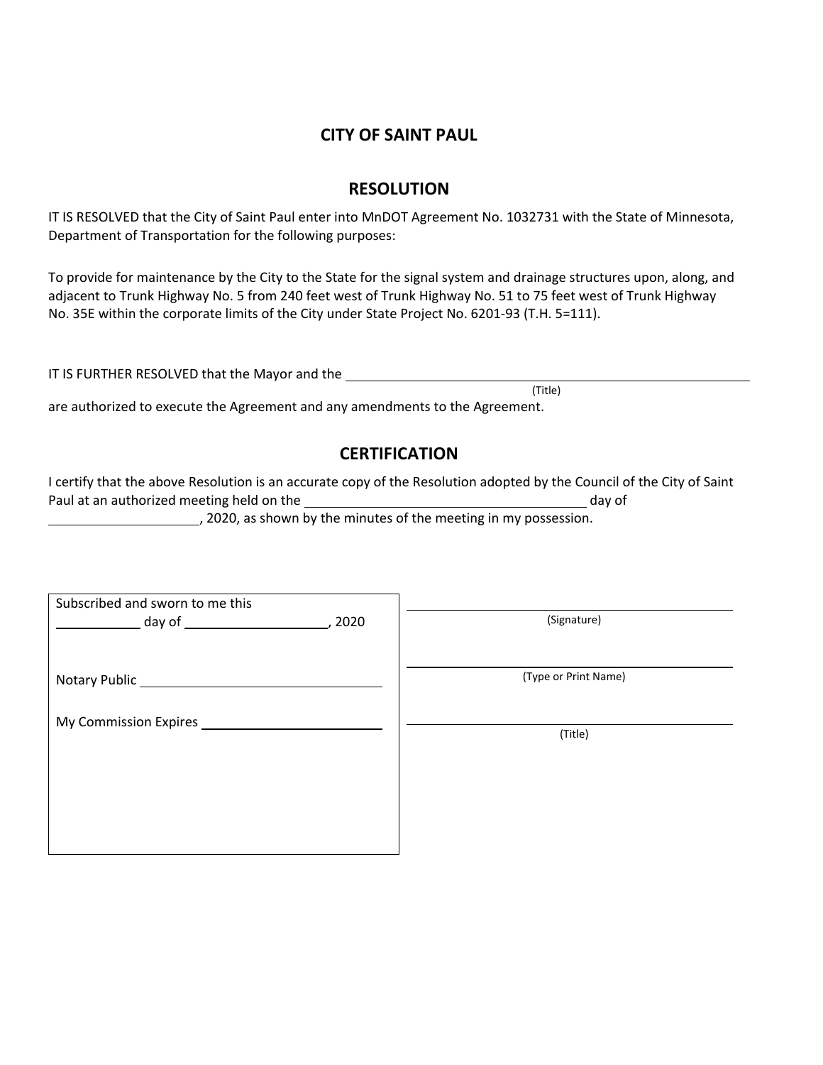## CITY OF SAINT PAUL

## RESOLUTION

IT IS RESOLVED that the City of Saint Paul enter into MnDOT Agreement No. 1032731 with the State of Minnesota, Department of Transportation for the following purposes:

To provide for maintenance by the City to the State for the signal system and drainage structures upon, along, and adjacent to Trunk Highway No. 5 from 240 feet west of Trunk Highway No. 51 to 75 feet west of Trunk Highway No. 35E within the corporate limits of the City under State Project No. 6201-93 (T.H. 5=111).

IT IS FURTHER RESOLVED that the Mayor and the ______________________________________________
(Title)
are authorized to execute the Agreement and any amendments to the Agreement.

## CERTIFICATION

I certify that the above Resolution is an accurate copy of the Resolution adopted by the Council of the City of Saint Paul at an authorized meeting held on the ______________________________ day of ____________________, 2020, as shown by the minutes of the meeting in my possession.

| Subscribed and sworn to me this ________ day of ________________, 2020<br><br>Notary Public ________________________<br><br>My Commission Expires ____________________ | ______________________________<br>(Signature)<br><br>______________________________<br>(Type or Print Name)<br><br>______________________________<br>(Title) |
|---|---|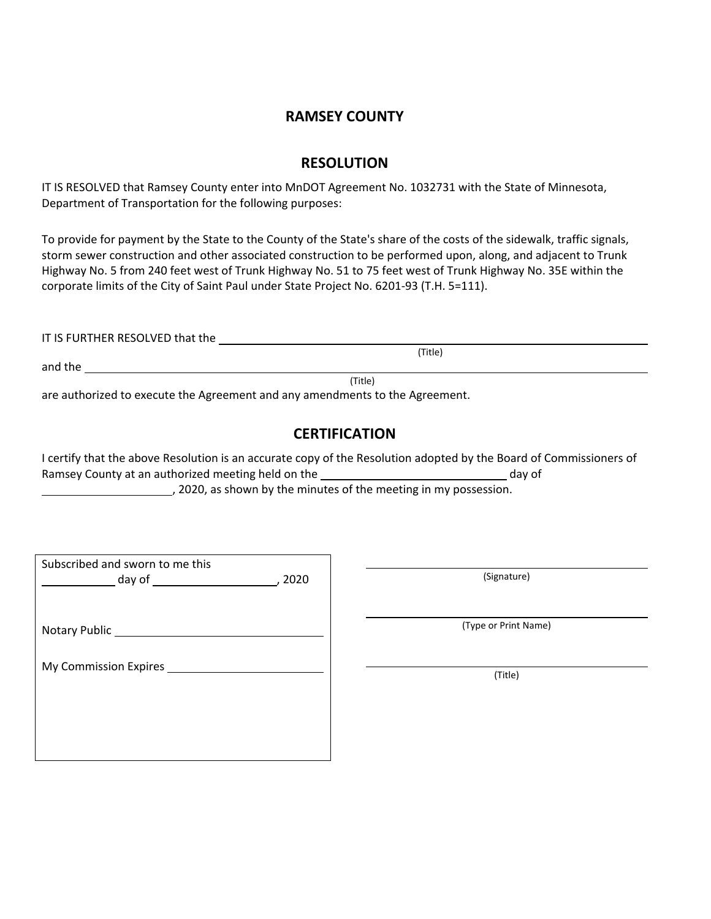# RAMSEY COUNTY

## RESOLUTION

IT IS RESOLVED that Ramsey County enter into MnDOT Agreement No. 1032731 with the State of Minnesota, Department of Transportation for the following purposes:

To provide for payment by the State to the County of the State's share of the costs of the sidewalk, traffic signals, storm sewer construction and other associated construction to be performed upon, along, and adjacent to Trunk Highway No. 5 from 240 feet west of Trunk Highway No. 51 to 75 feet west of Trunk Highway No. 35E within the corporate limits of the City of Saint Paul under State Project No. 6201-93 (T.H. 5=111).

IT IS FURTHER RESOLVED that the ______________________________
(Title)

and the ______________________________
(Title)

are authorized to execute the Agreement and any amendments to the Agreement.

## CERTIFICATION

I certify that the above Resolution is an accurate copy of the Resolution adopted by the Board of Commissioners of Ramsey County at an authorized meeting held on the ______________ day of ______________, 2020, as shown by the minutes of the meeting in my possession.

Subscribed and sworn to me this ________ day of ______________, 2020

Notary Public ______________________

My Commission Expires ______________________

______________________
(Signature)

______________________
(Type or Print Name)

______________________
(Title)